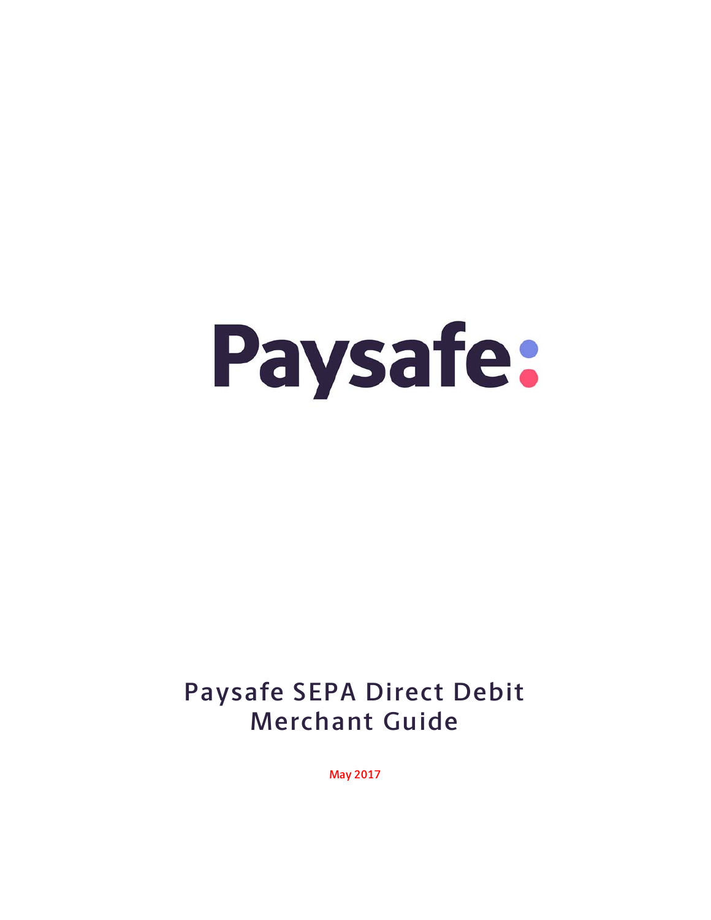Paysafe:

# Paysafe SEPA Direct Debit Merchant Guide

May 2017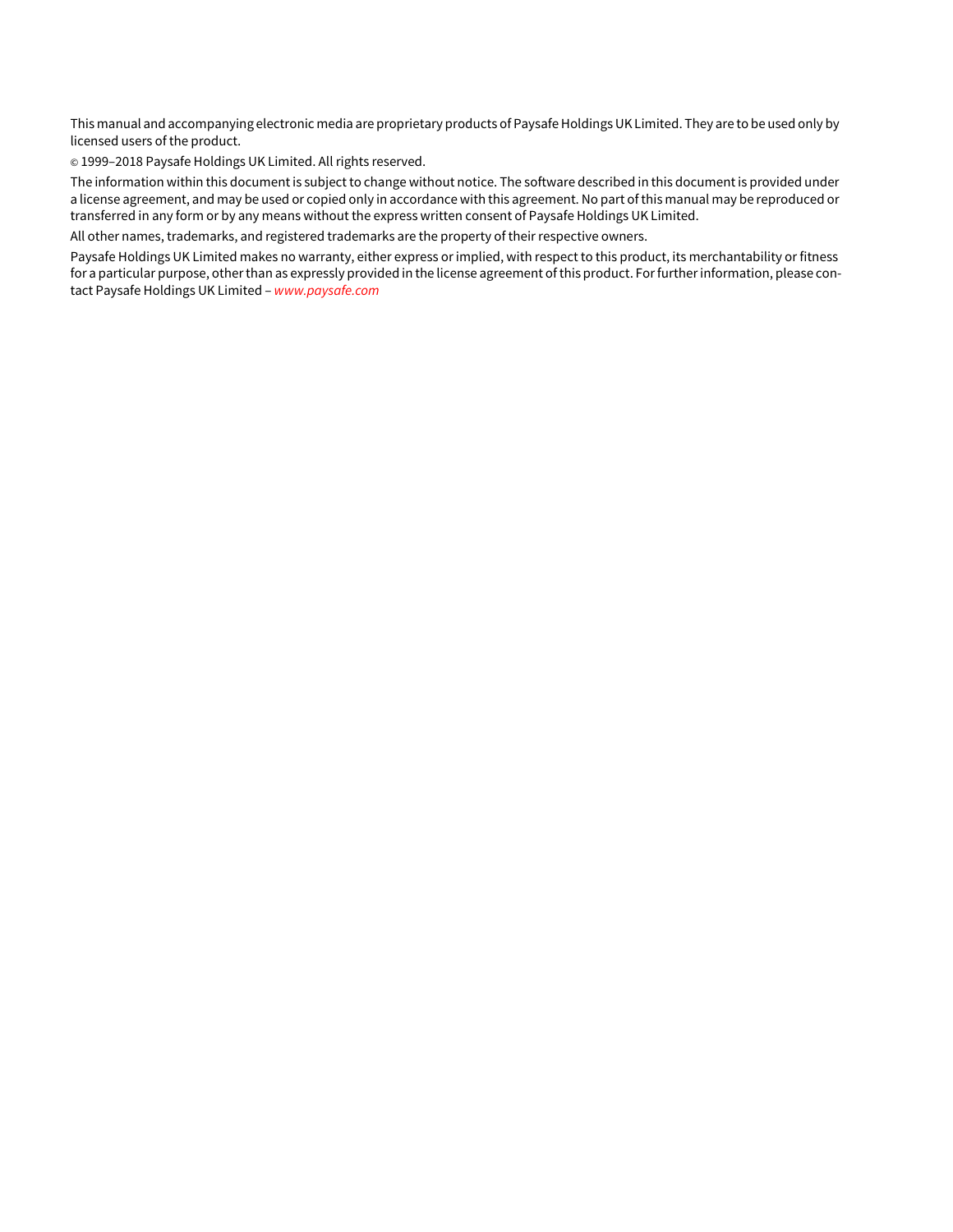This manual and accompanying electronic media are proprietary products of Paysafe Holdings UK Limited. They are to be used only by licensed users of the product.

© 1999–2018 Paysafe Holdings UK Limited. All rights reserved.

The information within this document is subject to change without notice. The software described in this document is provided under a license agreement, and may be used or copied only in accordance with this agreement. No part of this manual may be reproduced or transferred in any form or by any means without the express written consent of Paysafe Holdings UK Limited.

All other names, trademarks, and registered trademarks are the property of their respective owners.

Paysafe Holdings UK Limited makes no warranty, either express or implied, with respect to this product, its merchantability or fitness for a particular purpose, other than as expressly provided in the license agreement of this product. For further information, please contact Paysafe Holdings UK Limited – *www.paysafe.com*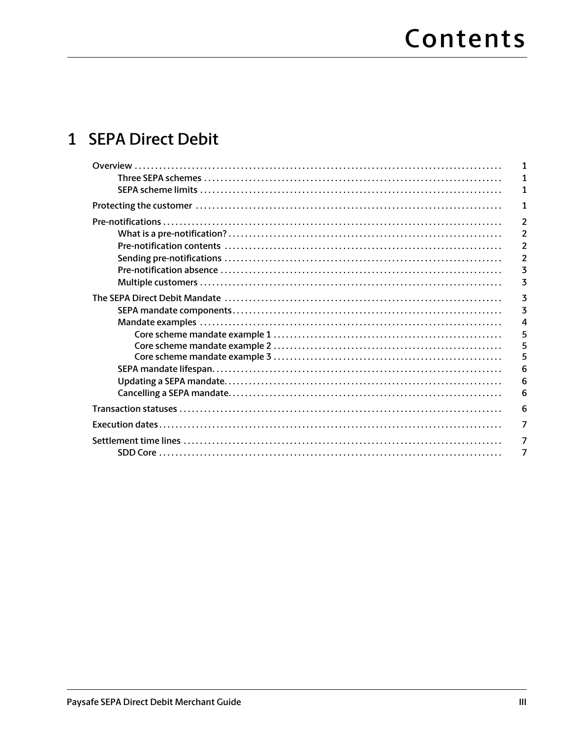# Contents

## 1 SEPA Direct Debit

- Overview ..... 1
  - Three SEPA schemes ..... 1
  - SEPA scheme limits ..... 1
- Protecting the customer ..... 1
- Pre-notifications ..... 2
  - What is a pre-notification? ..... 2
  - Pre-notification contents ..... 2
  - Sending pre-notifications ..... 2
  - Pre-notification absence ..... 3
  - Multiple customers ..... 3
- The SEPA Direct Debit Mandate ..... 3
  - SEPA mandate components ..... 3
  - Mandate examples ..... 4
    - Core scheme mandate example 1 ..... 5
    - Core scheme mandate example 2 ..... 5
    - Core scheme mandate example 3 ..... 5
  - SEPA mandate lifespan ..... 6
  - Updating a SEPA mandate ..... 6
  - Cancelling a SEPA mandate ..... 6
- Transaction statuses ..... 6
- Execution dates ..... 7
- Settlement time lines ..... 7
  - SDD Core ..... 7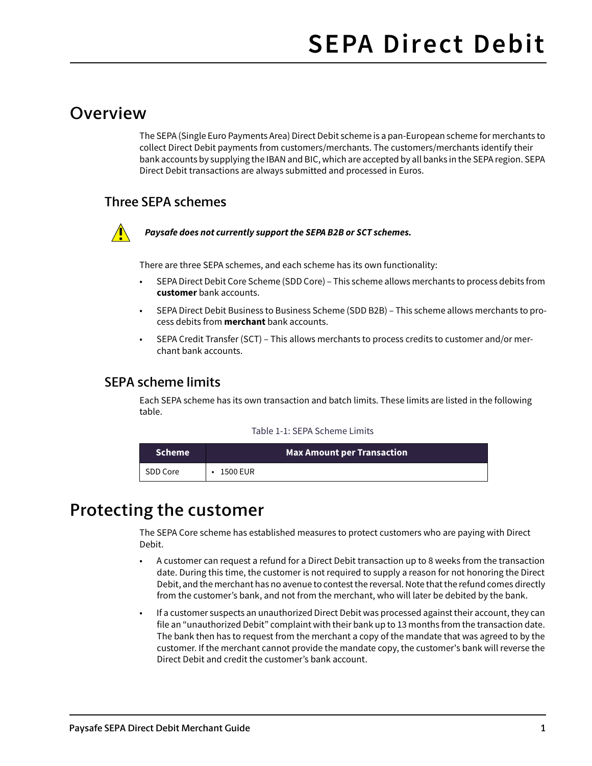# SEPA Direct Debit

## Overview

The SEPA (Single Euro Payments Area) Direct Debit scheme is a pan-European scheme for merchants to collect Direct Debit payments from customers/merchants. The customers/merchants identify their bank accounts by supplying the IBAN and BIC, which are accepted by all banks in the SEPA region. SEPA Direct Debit transactions are always submitted and processed in Euros.

### Three SEPA schemes

***Paysafe does not currently support the SEPA B2B or SCT schemes.***

There are three SEPA schemes, and each scheme has its own functionality:

- SEPA Direct Debit Core Scheme (SDD Core) – This scheme allows merchants to process debits from **customer** bank accounts.
- SEPA Direct Debit Business to Business Scheme (SDD B2B) – This scheme allows merchants to process debits from **merchant** bank accounts.
- SEPA Credit Transfer (SCT) – This allows merchants to process credits to customer and/or merchant bank accounts.

### SEPA scheme limits

Each SEPA scheme has its own transaction and batch limits. These limits are listed in the following table.

Table 1-1: SEPA Scheme Limits

| Scheme | Max Amount per Transaction |
| --- | --- |
| SDD Core | • 1500 EUR |

## Protecting the customer

The SEPA Core scheme has established measures to protect customers who are paying with Direct Debit.

- A customer can request a refund for a Direct Debit transaction up to 8 weeks from the transaction date. During this time, the customer is not required to supply a reason for not honoring the Direct Debit, and the merchant has no avenue to contest the reversal. Note that the refund comes directly from the customer's bank, and not from the merchant, who will later be debited by the bank.
- If a customer suspects an unauthorized Direct Debit was processed against their account, they can file an "unauthorized Debit" complaint with their bank up to 13 months from the transaction date. The bank then has to request from the merchant a copy of the mandate that was agreed to by the customer. If the merchant cannot provide the mandate copy, the customer's bank will reverse the Direct Debit and credit the customer's bank account.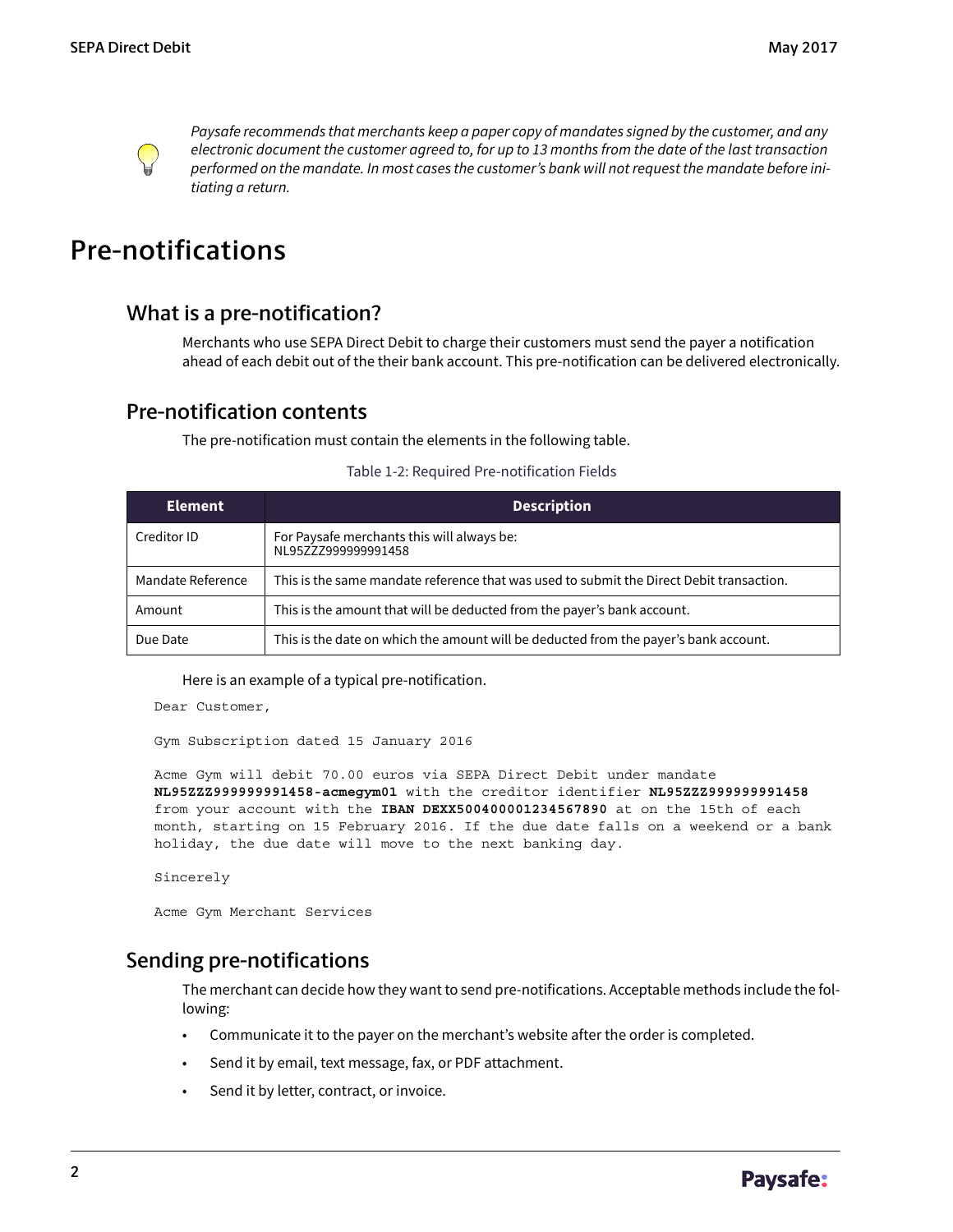*Paysafe recommends that merchants keep a paper copy of mandates signed by the customer, and any electronic document the customer agreed to, for up to 13 months from the date of the last transaction performed on the mandate. In most cases the customer's bank will not request the mandate before initiating a return.*

# Pre-notifications

## What is a pre-notification?

Merchants who use SEPA Direct Debit to charge their customers must send the payer a notification ahead of each debit out of the their bank account. This pre-notification can be delivered electronically.

## Pre-notification contents

The pre-notification must contain the elements in the following table.

Table 1-2: Required Pre-notification Fields

| Element | Description |
| --- | --- |
| Creditor ID | For Paysafe merchants this will always be: NL95ZZZ999999991458 |
| Mandate Reference | This is the same mandate reference that was used to submit the Direct Debit transaction. |
| Amount | This is the amount that will be deducted from the payer's bank account. |
| Due Date | This is the date on which the amount will be deducted from the payer's bank account. |

Here is an example of a typical pre-notification.

```
Dear Customer,

Gym Subscription dated 15 January 2016

Acme Gym will debit 70.00 euros via SEPA Direct Debit under mandate
NL95ZZZ999999991458-acmegym01 with the creditor identifier NL95ZZZ999999991458
from your account with the IBAN DEXX500400001234567890 at on the 15th of each
month, starting on 15 February 2016. If the due date falls on a weekend or a bank
holiday, the due date will move to the next banking day.

Sincerely

Acme Gym Merchant Services
```

## Sending pre-notifications

The merchant can decide how they want to send pre-notifications. Acceptable methods include the following:

- Communicate it to the payer on the merchant's website after the order is completed.
- Send it by email, text message, fax, or PDF attachment.
- Send it by letter, contract, or invoice.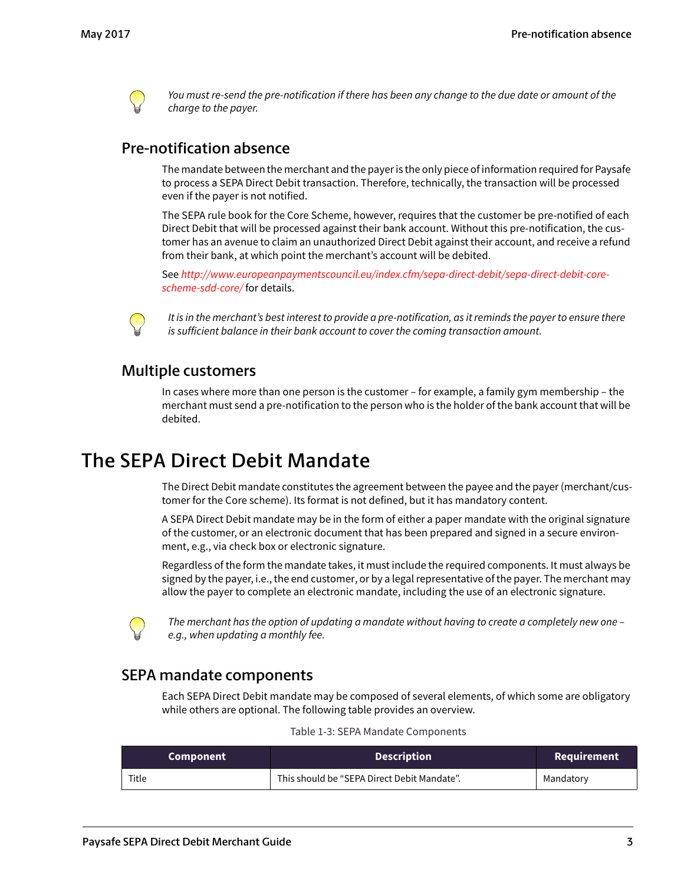*You must re-send the pre-notification if there has been any change to the due date or amount of the charge to the payer.*

### Pre-notification absence

The mandate between the merchant and the payer is the only piece of information required for Paysafe to process a SEPA Direct Debit transaction. Therefore, technically, the transaction will be processed even if the payer is not notified.

The SEPA rule book for the Core Scheme, however, requires that the customer be pre-notified of each Direct Debit that will be processed against their bank account. Without this pre-notification, the customer has an avenue to claim an unauthorized Direct Debit against their account, and receive a refund from their bank, at which point the merchant's account will be debited.

See *http://www.europeanpaymentscouncil.eu/index.cfm/sepa-direct-debit/sepa-direct-debit-core-scheme-sdd-core/* for details.

*It is in the merchant's best interest to provide a pre-notification, as it reminds the payer to ensure there is sufficient balance in their bank account to cover the coming transaction amount.*

### Multiple customers

In cases where more than one person is the customer – for example, a family gym membership – the merchant must send a pre-notification to the person who is the holder of the bank account that will be debited.

## The SEPA Direct Debit Mandate

The Direct Debit mandate constitutes the agreement between the payee and the payer (merchant/customer for the Core scheme). Its format is not defined, but it has mandatory content.

A SEPA Direct Debit mandate may be in the form of either a paper mandate with the original signature of the customer, or an electronic document that has been prepared and signed in a secure environment, e.g., via check box or electronic signature.

Regardless of the form the mandate takes, it must include the required components. It must always be signed by the payer, i.e., the end customer, or by a legal representative of the payer. The merchant may allow the payer to complete an electronic mandate, including the use of an electronic signature.

*The merchant has the option of updating a mandate without having to create a completely new one – e.g., when updating a monthly fee.*

### SEPA mandate components

Each SEPA Direct Debit mandate may be composed of several elements, of which some are obligatory while others are optional. The following table provides an overview.

Table 1-3: SEPA Mandate Components

| Component | Description | Requirement |
| --- | --- | --- |
| Title | This should be "SEPA Direct Debit Mandate". | Mandatory |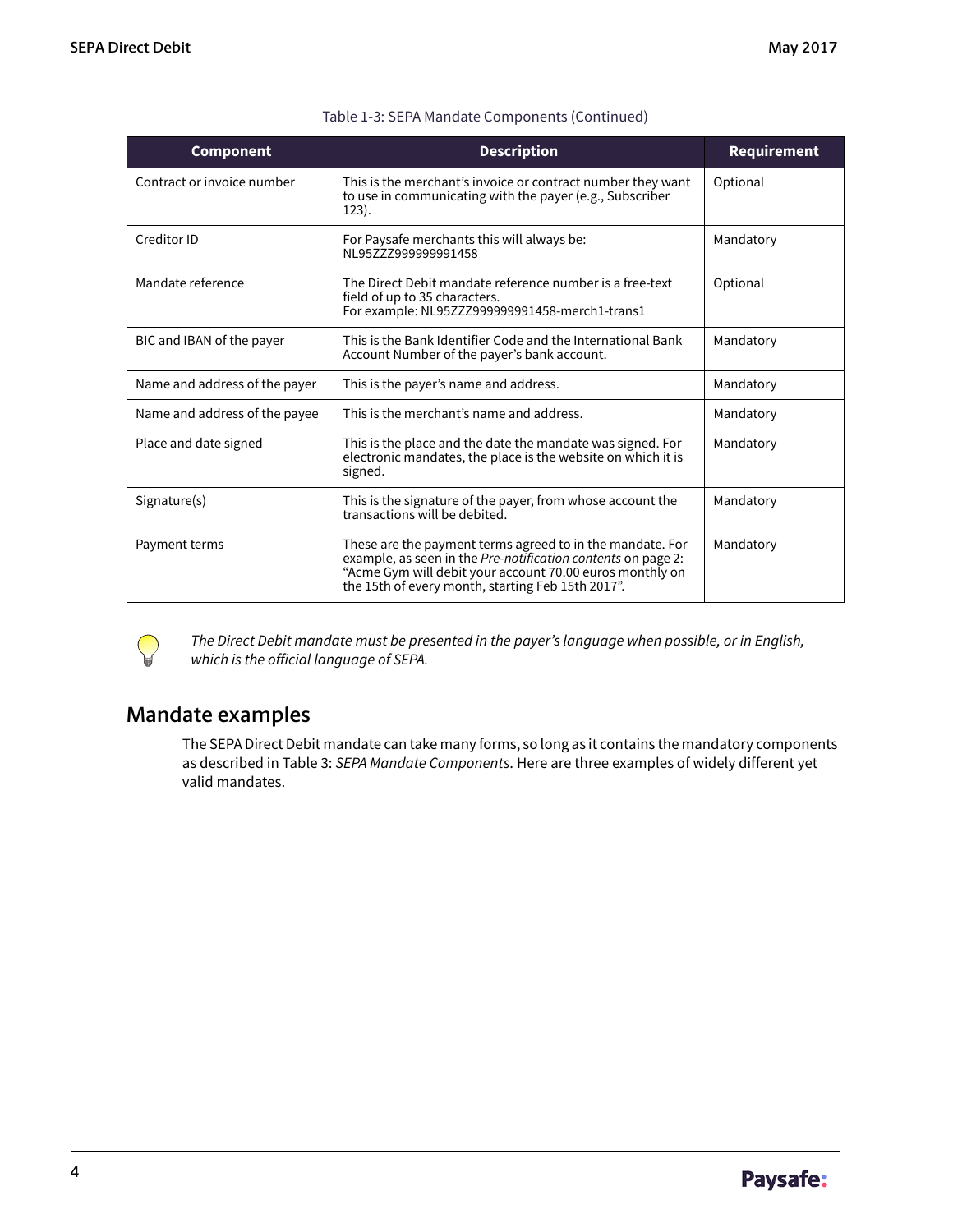Table 1-3: SEPA Mandate Components (Continued)

| Component | Description | Requirement |
|---|---|---|
| Contract or invoice number | This is the merchant's invoice or contract number they want to use in communicating with the payer (e.g., Subscriber 123). | Optional |
| Creditor ID | For Paysafe merchants this will always be: NL95ZZZ999999991458 | Mandatory |
| Mandate reference | The Direct Debit mandate reference number is a free-text field of up to 35 characters. For example: NL95ZZZ999999991458-merch1-trans1 | Optional |
| BIC and IBAN of the payer | This is the Bank Identifier Code and the International Bank Account Number of the payer's bank account. | Mandatory |
| Name and address of the payer | This is the payer's name and address. | Mandatory |
| Name and address of the payee | This is the merchant's name and address. | Mandatory |
| Place and date signed | This is the place and the date the mandate was signed. For electronic mandates, the place is the website on which it is signed. | Mandatory |
| Signature(s) | This is the signature of the payer, from whose account the transactions will be debited. | Mandatory |
| Payment terms | These are the payment terms agreed to in the mandate. For example, as seen in the *Pre-notification contents* on page 2: "Acme Gym will debit your account 70.00 euros monthly on the 15th of every month, starting Feb 15th 2017". | Mandatory |

*The Direct Debit mandate must be presented in the payer's language when possible, or in English, which is the official language of SEPA.*

## Mandate examples

The SEPA Direct Debit mandate can take many forms, so long as it contains the mandatory components as described in Table 3: *SEPA Mandate Components*. Here are three examples of widely different yet valid mandates.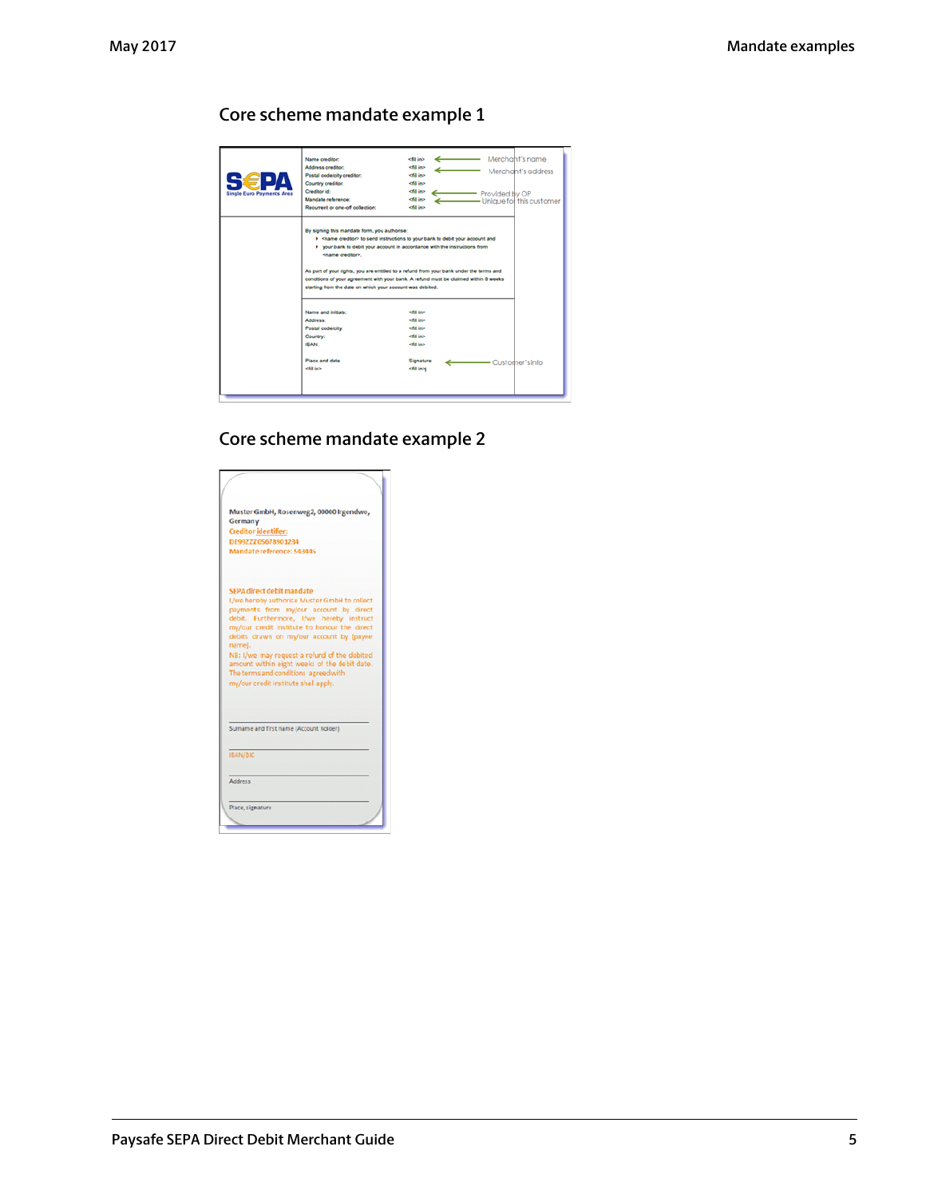## Core scheme mandate example 1

| SEPA Single Euro Payments Area | Name creditor: | <fill in> | Merchant's name |
|---|---|---|---|
| | Address creditor: | <fill in> | Merchant's address |
| | Postal code/city creditor: | <fill in> | |
| | Country creditor: | <fill in> | |
| | Creditor id: | <fill in> | Provided by OP |
| | Mandate reference: | <fill in> | Unique for this customer |
| | Recurrent or one-off collection: | <fill in> | |

By signing this mandate form, you authorise:

- <name creditor> to send instructions to your bank to debit your account and
- your bank to debit your account in accordance with the instructions from <name creditor>.

As part of your rights, you are entitled to a refund from your bank under the terms and conditions of your agreement with your bank. A refund must be claimed within 8 weeks starting from the date on which your account was debited.

| | | |
|---|---|---|
| Name and initials: | <fill in> | |
| Address: | <fill in> | |
| Postal code/city: | <fill in> | |
| Country: | <fill in> | |
| IBAN: | <fill in> | |
| Place and date <fill in> | Signature <fill in> | Customer's info |

## Core scheme mandate example 2

Muster GmbH, Rosenweg 2, 00000 Irgendwo, Germany
Creditor identifier: DE99ZZZ05678901234
Mandate reference: 543445

**SEPA direct debit mandate**

I/we hereby authorise Muster GmbH to collect payments from my/our account by direct debit. Furthermore, I/we hereby instruct my/our credit institute to honour the direct debits drawn on my/our account by [payee name].

NB: I/we may request a refund of the debited amount within eight weeks of the debit date. The terms and conditions agreed with my/our credit institute shall apply.

Surname and first name (Account holder)

IBAN/BIC

Address

Place, signature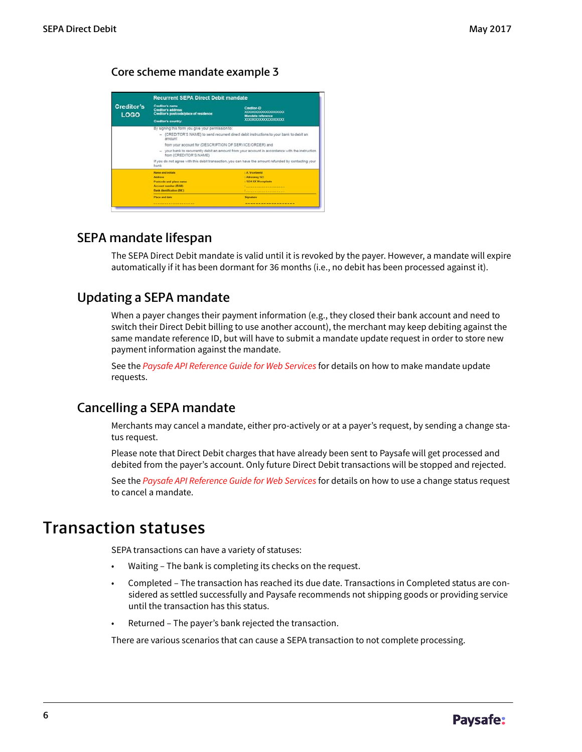### Core scheme mandate example 3

## SEPA mandate lifespan

The SEPA Direct Debit mandate is valid until it is revoked by the payer. However, a mandate will expire automatically if it has been dormant for 36 months (i.e., no debit has been processed against it).

## Updating a SEPA mandate

When a payer changes their payment information (e.g., they closed their bank account and need to switch their Direct Debit billing to use another account), the merchant may keep debiting against the same mandate reference ID, but will have to submit a mandate update request in order to store new payment information against the mandate.

See the *Paysafe API Reference Guide for Web Services* for details on how to make mandate update requests.

## Cancelling a SEPA mandate

Merchants may cancel a mandate, either pro-actively or at a payer's request, by sending a change status request.

Please note that Direct Debit charges that have already been sent to Paysafe will get processed and debited from the payer's account. Only future Direct Debit transactions will be stopped and rejected.

See the *Paysafe API Reference Guide for Web Services* for details on how to use a change status request to cancel a mandate.

# Transaction statuses

SEPA transactions can have a variety of statuses:

- Waiting – The bank is completing its checks on the request.
- Completed – The transaction has reached its due date. Transactions in Completed status are considered as settled successfully and Paysafe recommends not shipping goods or providing service until the transaction has this status.
- Returned – The payer's bank rejected the transaction.

There are various scenarios that can cause a SEPA transaction to not complete processing.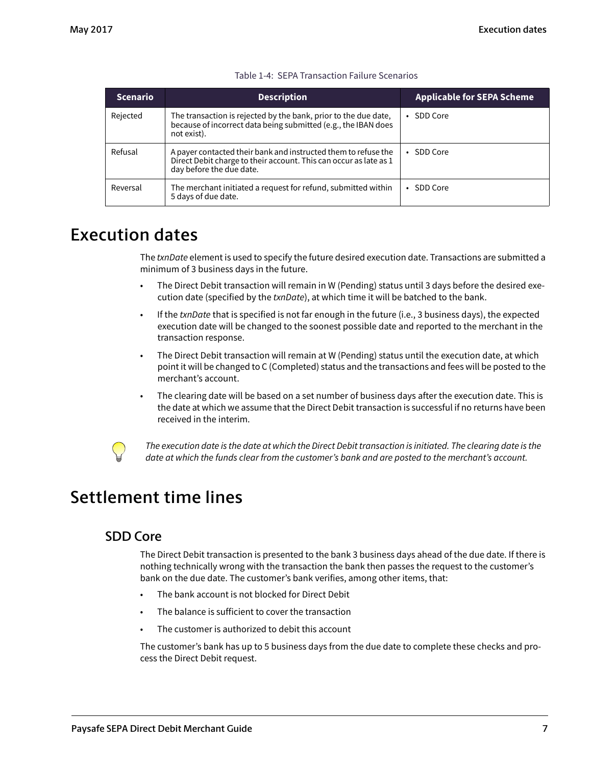Table 1-4: SEPA Transaction Failure Scenarios

| Scenario | Description | Applicable for SEPA Scheme |
|---|---|---|
| Rejected | The transaction is rejected by the bank, prior to the due date, because of incorrect data being submitted (e.g., the IBAN does not exist). | • SDD Core |
| Refusal | A payer contacted their bank and instructed them to refuse the Direct Debit charge to their account. This can occur as late as 1 day before the due date. | • SDD Core |
| Reversal | The merchant initiated a request for refund, submitted within 5 days of due date. | • SDD Core |

# Execution dates

The *txnDate* element is used to specify the future desired execution date. Transactions are submitted a minimum of 3 business days in the future.

- The Direct Debit transaction will remain in W (Pending) status until 3 days before the desired execution date (specified by the *txnDate*), at which time it will be batched to the bank.
- If the *txnDate* that is specified is not far enough in the future (i.e., 3 business days), the expected execution date will be changed to the soonest possible date and reported to the merchant in the transaction response.
- The Direct Debit transaction will remain at W (Pending) status until the execution date, at which point it will be changed to C (Completed) status and the transactions and fees will be posted to the merchant's account.
- The clearing date will be based on a set number of business days after the execution date. This is the date at which we assume that the Direct Debit transaction is successful if no returns have been received in the interim.

*The execution date is the date at which the Direct Debit transaction is initiated. The clearing date is the date at which the funds clear from the customer's bank and are posted to the merchant's account.*

# Settlement time lines

## SDD Core

The Direct Debit transaction is presented to the bank 3 business days ahead of the due date. If there is nothing technically wrong with the transaction the bank then passes the request to the customer's bank on the due date. The customer's bank verifies, among other items, that:

- The bank account is not blocked for Direct Debit
- The balance is sufficient to cover the transaction
- The customer is authorized to debit this account

The customer's bank has up to 5 business days from the due date to complete these checks and process the Direct Debit request.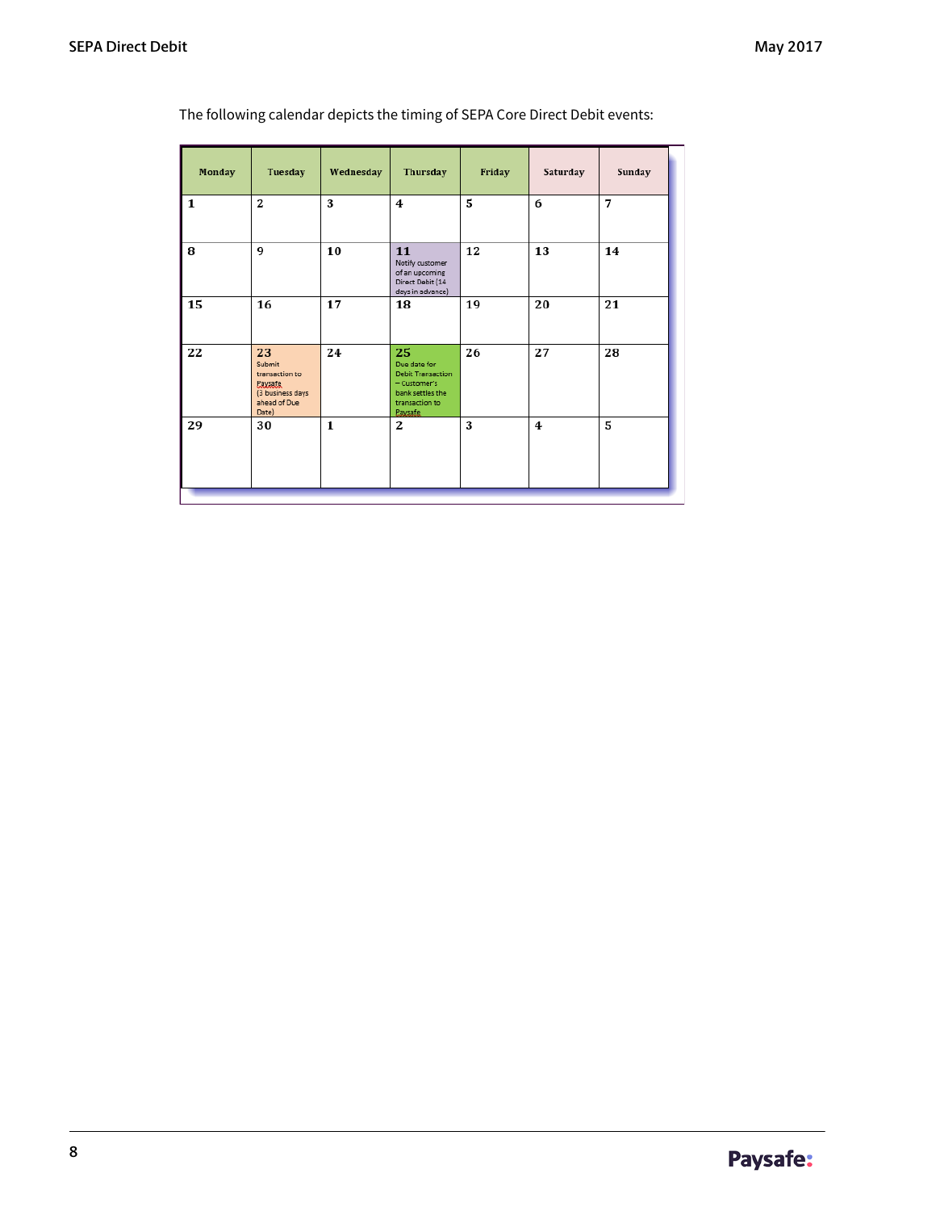The following calendar depicts the timing of SEPA Core Direct Debit events:

| Monday | Tuesday | Wednesday | Thursday | Friday | Saturday | Sunday |
|---|---|---|---|---|---|---|
| 1 | 2 | 3 | 4 | 5 | 6 | 7 |
| 8 | 9 | 10 | 11 Notify customer of an upcoming Direct Debit (14 days in advance) | 12 | 13 | 14 |
| 15 | 16 | 17 | 18 | 19 | 20 | 21 |
| 22 | 23 Submit transaction to Paysafe (3 business days ahead of Due Date) | 24 | 25 Due date for Debit Transaction – Customer's bank settles the transaction to Paysafe | 26 | 27 | 28 |
| 29 | 30 | 1 | 2 | 3 | 4 | 5 |